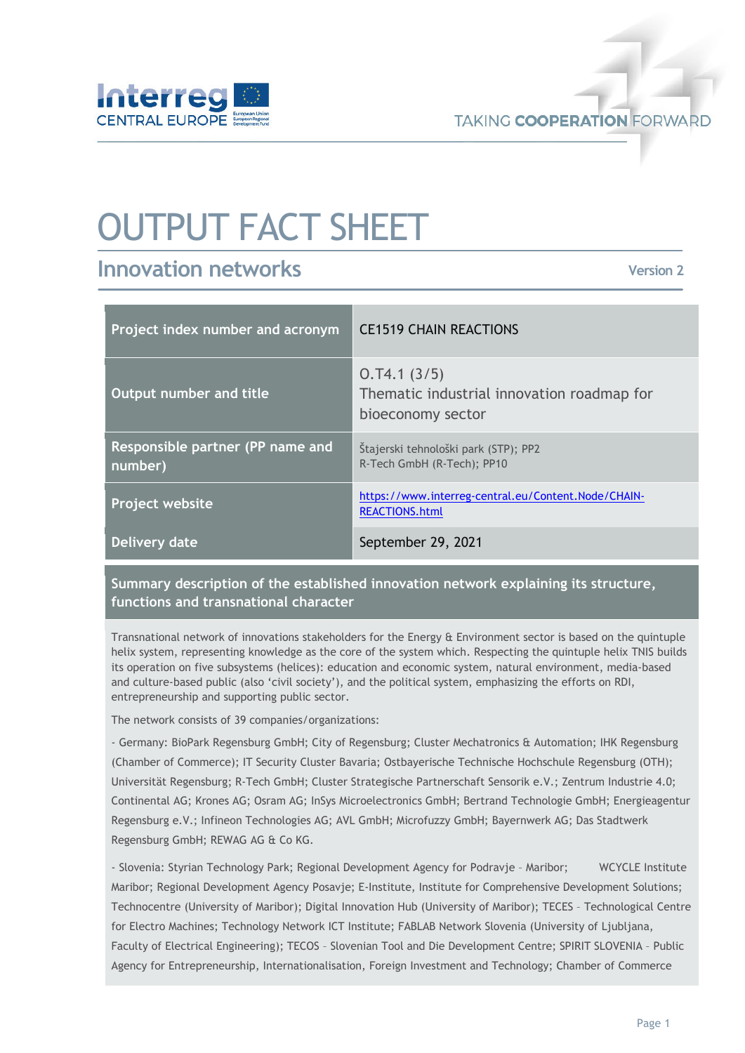# OUTPUT FACT SHEET

## Innovation networks

Version 2

| | |
|---|---|
| **Project index number and acronym** | CE1519 CHAIN REACTIONS |
| **Output number and title** | O.T4.1 (3/5)<br>Thematic industrial innovation roadmap for bioeconomy sector |
| **Responsible partner (PP name and number)** | Štajerski tehnološki park (STP); PP2<br>R-Tech GmbH (R-Tech); PP10 |
| **Project website** | https://www.interreg-central.eu/Content.Node/CHAIN-REACTIONS.html |
| **Delivery date** | September 29, 2021 |

**Summary description of the established innovation network explaining its structure, functions and transnational character**

Transnational network of innovations stakeholders for the Energy & Environment sector is based on the quintuple helix system, representing knowledge as the core of the system which. Respecting the quintuple helix TNIS builds its operation on five subsystems (helices): education and economic system, natural environment, media-based and culture-based public (also 'civil society'), and the political system, emphasizing the efforts on RDI, entrepreneurship and supporting public sector.

The network consists of 39 companies/organizations:

- Germany: BioPark Regensburg GmbH; City of Regensburg; Cluster Mechatronics & Automation; IHK Regensburg (Chamber of Commerce); IT Security Cluster Bavaria; Ostbayerische Technische Hochschule Regensburg (OTH); Universität Regensburg; R-Tech GmbH; Cluster Strategische Partnerschaft Sensorik e.V.; Zentrum Industrie 4.0; Continental AG; Krones AG; Osram AG; InSys Microelectronics GmbH; Bertrand Technologie GmbH; Energieagentur Regensburg e.V.; Infineon Technologies AG; AVL GmbH; Microfuzzy GmbH; Bayernwerk AG; Das Stadtwerk Regensburg GmbH; REWAG AG & Co KG.

- Slovenia: Styrian Technology Park; Regional Development Agency for Podravje – Maribor; WCYCLE Institute Maribor; Regional Development Agency Posavje; E-Institute, Institute for Comprehensive Development Solutions; Technocentre (University of Maribor); Digital Innovation Hub (University of Maribor); TECES – Technological Centre for Electro Machines; Technology Network ICT Institute; FABLAB Network Slovenia (University of Ljubljana, Faculty of Electrical Engineering); TECOS – Slovenian Tool and Die Development Centre; SPIRIT SLOVENIA – Public Agency for Entrepreneurship, Internationalisation, Foreign Investment and Technology; Chamber of Commerce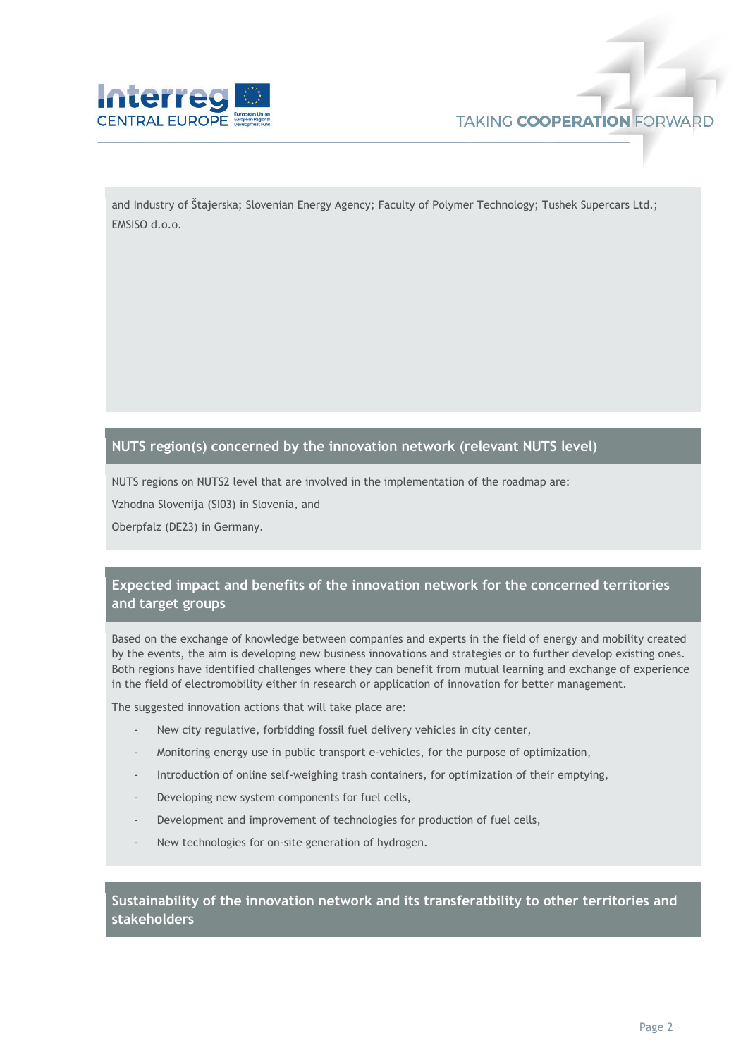and Industry of Štajerska; Slovenian Energy Agency; Faculty of Polymer Technology; Tushek Supercars Ltd.; EMSISO d.o.o.

## NUTS region(s) concerned by the innovation network (relevant NUTS level)

NUTS regions on NUTS2 level that are involved in the implementation of the roadmap are:

Vzhodna Slovenija (SI03) in Slovenia, and

Oberpfalz (DE23) in Germany.

## Expected impact and benefits of the innovation network for the concerned territories and target groups

Based on the exchange of knowledge between companies and experts in the field of energy and mobility created by the events, the aim is developing new business innovations and strategies or to further develop existing ones. Both regions have identified challenges where they can benefit from mutual learning and exchange of experience in the field of electromobility either in research or application of innovation for better management.

The suggested innovation actions that will take place are:

- New city regulative, forbidding fossil fuel delivery vehicles in city center,
- Monitoring energy use in public transport e-vehicles, for the purpose of optimization,
- Introduction of online self-weighing trash containers, for optimization of their emptying,
- Developing new system components for fuel cells,
- Development and improvement of technologies for production of fuel cells,
- New technologies for on-site generation of hydrogen.

## Sustainability of the innovation network and its transferatbility to other territories and stakeholders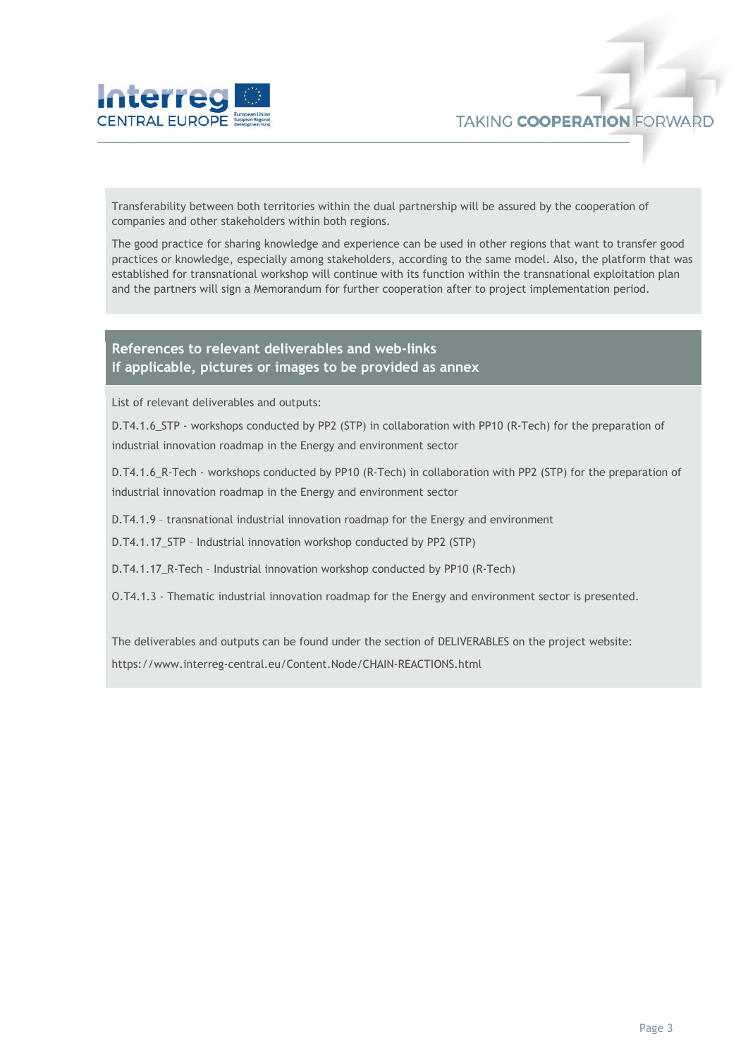Transferability between both territories within the dual partnership will be assured by the cooperation of companies and other stakeholders within both regions.

The good practice for sharing knowledge and experience can be used in other regions that want to transfer good practices or knowledge, especially among stakeholders, according to the same model. Also, the platform that was established for transnational workshop will continue with its function within the transnational exploitation plan and the partners will sign a Memorandum for further cooperation after to project implementation period.

## References to relevant deliverables and web-links
## If applicable, pictures or images to be provided as annex

List of relevant deliverables and outputs:

D.T4.1.6_STP - workshops conducted by PP2 (STP) in collaboration with PP10 (R-Tech) for the preparation of industrial innovation roadmap in the Energy and environment sector

D.T4.1.6_R-Tech - workshops conducted by PP10 (R-Tech) in collaboration with PP2 (STP) for the preparation of industrial innovation roadmap in the Energy and environment sector

D.T4.1.9 – transnational industrial innovation roadmap for the Energy and environment

D.T4.1.17_STP – Industrial innovation workshop conducted by PP2 (STP)

D.T4.1.17_R-Tech – Industrial innovation workshop conducted by PP10 (R-Tech)

O.T4.1.3 - Thematic industrial innovation roadmap for the Energy and environment sector is presented.

The deliverables and outputs can be found under the section of DELIVERABLES on the project website: https://www.interreg-central.eu/Content.Node/CHAIN-REACTIONS.html